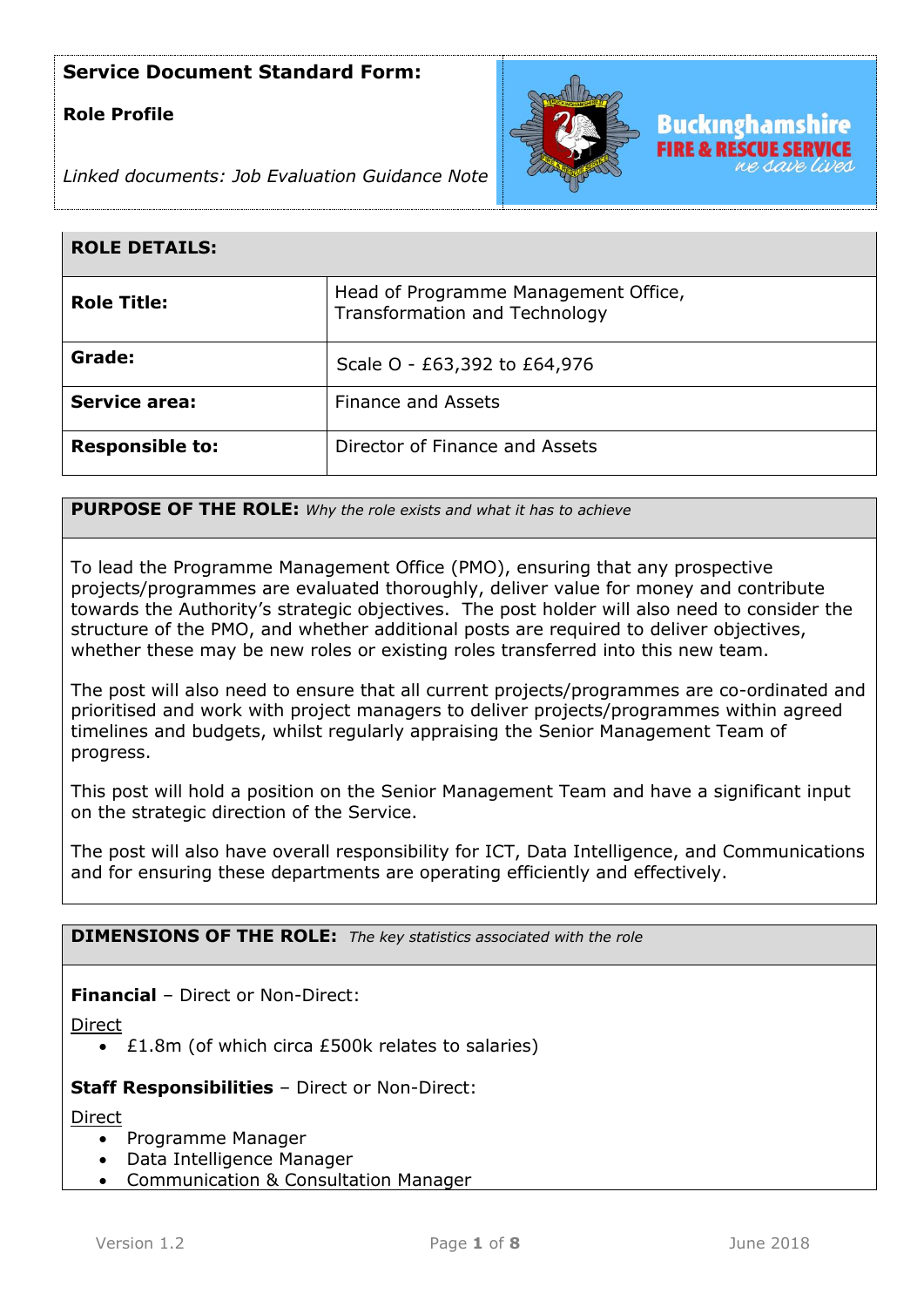**Service Document Standard Form:**

**Role Profile**

*Linked documents: Job Evaluation Guidance Note*

| **ROLE DETAILS:** | |
|---|---|
| **Role Title:** | Head of Programme Management Office, Transformation and Technology |
| **Grade:** | Scale O - £63,392 to £64,976 |
| **Service area:** | Finance and Assets |
| **Responsible to:** | Director of Finance and Assets |

**PURPOSE OF THE ROLE:** *Why the role exists and what it has to achieve*

To lead the Programme Management Office (PMO), ensuring that any prospective projects/programmes are evaluated thoroughly, deliver value for money and contribute towards the Authority's strategic objectives. The post holder will also need to consider the structure of the PMO, and whether additional posts are required to deliver objectives, whether these may be new roles or existing roles transferred into this new team.

The post will also need to ensure that all current projects/programmes are co-ordinated and prioritised and work with project managers to deliver projects/programmes within agreed timelines and budgets, whilst regularly appraising the Senior Management Team of progress.

This post will hold a position on the Senior Management Team and have a significant input on the strategic direction of the Service.

The post will also have overall responsibility for ICT, Data Intelligence, and Communications and for ensuring these departments are operating efficiently and effectively.

**DIMENSIONS OF THE ROLE:** *The key statistics associated with the role*

**Financial** – Direct or Non-Direct:

Direct

- £1.8m (of which circa £500k relates to salaries)

**Staff Responsibilities** – Direct or Non-Direct:

Direct

- Programme Manager
- Data Intelligence Manager
- Communication & Consultation Manager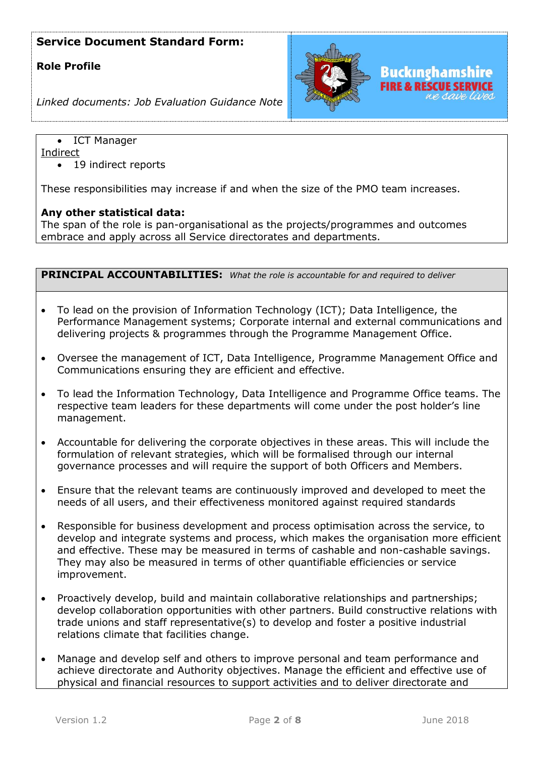**Service Document Standard Form:**

**Role Profile**

*Linked documents: Job Evaluation Guidance Note*

Buckinghamshire FIRE & RESCUE SERVICE *we save lives*

- ICT Manager

Indirect

- 19 indirect reports

These responsibilities may increase if and when the size of the PMO team increases.

**Any other statistical data:**
The span of the role is pan-organisational as the projects/programmes and outcomes embrace and apply across all Service directorates and departments.

**PRINCIPAL ACCOUNTABILITIES:** *What the role is accountable for and required to deliver*

- To lead on the provision of Information Technology (ICT); Data Intelligence, the Performance Management systems; Corporate internal and external communications and delivering projects & programmes through the Programme Management Office.
- Oversee the management of ICT, Data Intelligence, Programme Management Office and Communications ensuring they are efficient and effective.
- To lead the Information Technology, Data Intelligence and Programme Office teams. The respective team leaders for these departments will come under the post holder's line management.
- Accountable for delivering the corporate objectives in these areas. This will include the formulation of relevant strategies, which will be formalised through our internal governance processes and will require the support of both Officers and Members.
- Ensure that the relevant teams are continuously improved and developed to meet the needs of all users, and their effectiveness monitored against required standards
- Responsible for business development and process optimisation across the service, to develop and integrate systems and process, which makes the organisation more efficient and effective. These may be measured in terms of cashable and non-cashable savings. They may also be measured in terms of other quantifiable efficiencies or service improvement.
- Proactively develop, build and maintain collaborative relationships and partnerships; develop collaboration opportunities with other partners. Build constructive relations with trade unions and staff representative(s) to develop and foster a positive industrial relations climate that facilities change.
- Manage and develop self and others to improve personal and team performance and achieve directorate and Authority objectives. Manage the efficient and effective use of physical and financial resources to support activities and to deliver directorate and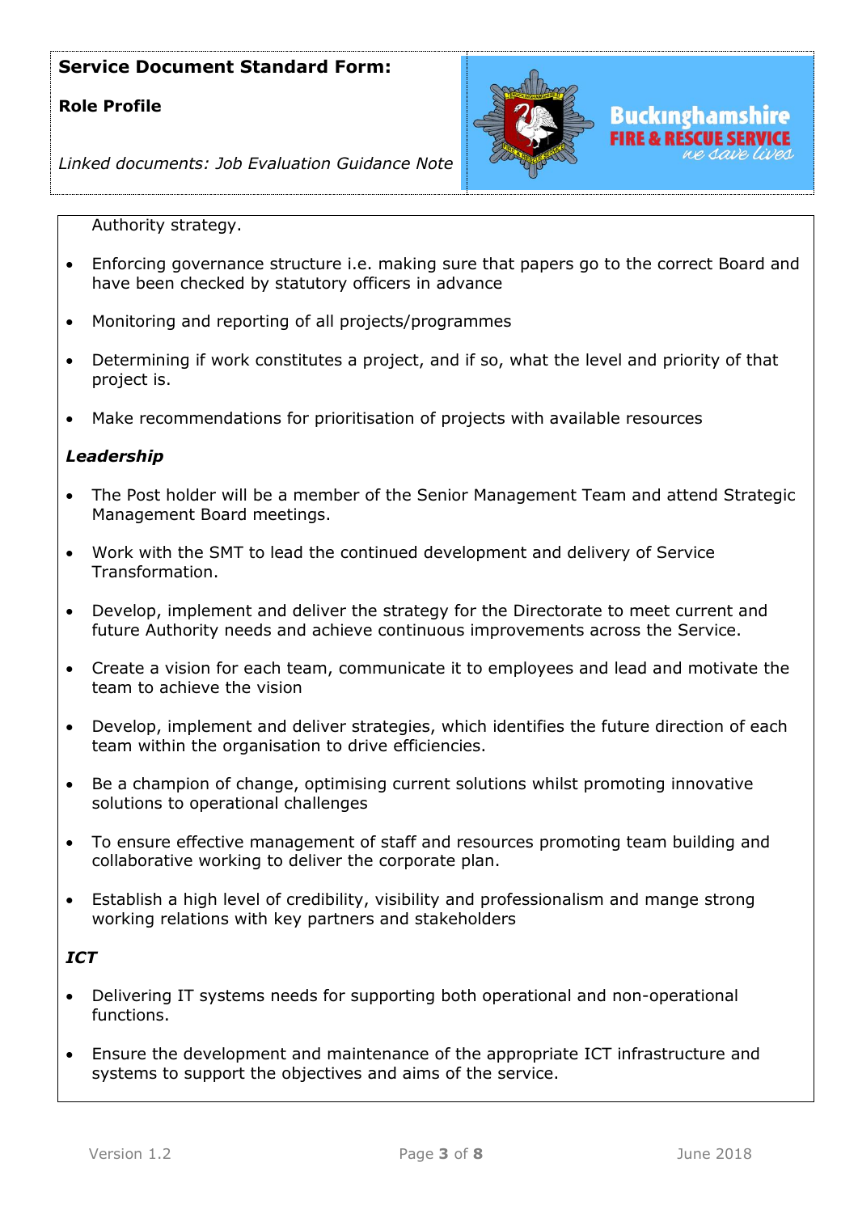Authority strategy.

- Enforcing governance structure i.e. making sure that papers go to the correct Board and have been checked by statutory officers in advance
- Monitoring and reporting of all projects/programmes
- Determining if work constitutes a project, and if so, what the level and priority of that project is.
- Make recommendations for prioritisation of projects with available resources

***Leadership***

- The Post holder will be a member of the Senior Management Team and attend Strategic Management Board meetings.
- Work with the SMT to lead the continued development and delivery of Service Transformation.
- Develop, implement and deliver the strategy for the Directorate to meet current and future Authority needs and achieve continuous improvements across the Service.
- Create a vision for each team, communicate it to employees and lead and motivate the team to achieve the vision
- Develop, implement and deliver strategies, which identifies the future direction of each team within the organisation to drive efficiencies.
- Be a champion of change, optimising current solutions whilst promoting innovative solutions to operational challenges
- To ensure effective management of staff and resources promoting team building and collaborative working to deliver the corporate plan.
- Establish a high level of credibility, visibility and professionalism and mange strong working relations with key partners and stakeholders

***ICT***

- Delivering IT systems needs for supporting both operational and non-operational functions.
- Ensure the development and maintenance of the appropriate ICT infrastructure and systems to support the objectives and aims of the service.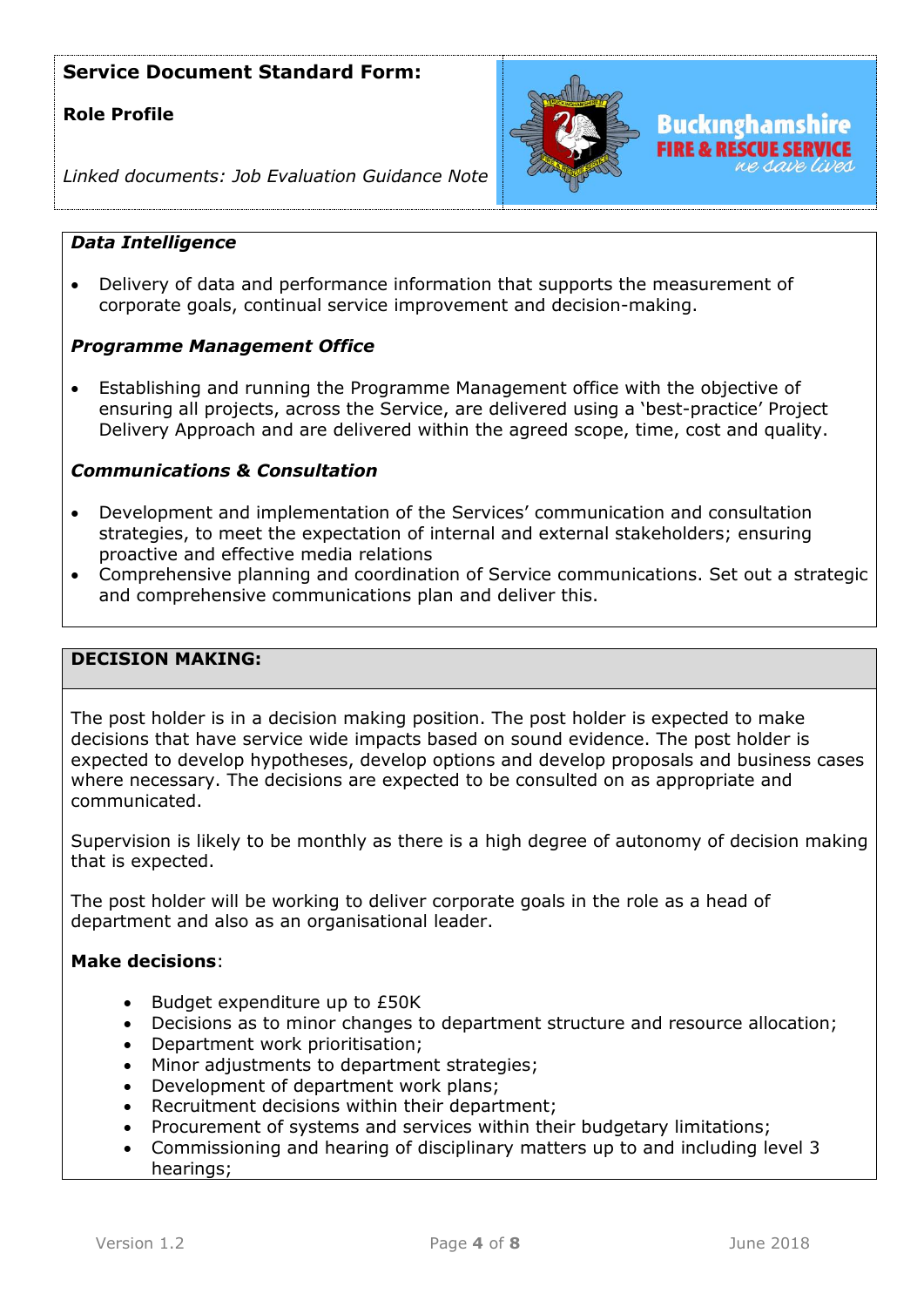**Service Document Standard Form:**

**Role Profile**

*Linked documents: Job Evaluation Guidance Note*

***Data Intelligence***

- Delivery of data and performance information that supports the measurement of corporate goals, continual service improvement and decision-making.

***Programme Management Office***

- Establishing and running the Programme Management office with the objective of ensuring all projects, across the Service, are delivered using a 'best-practice' Project Delivery Approach and are delivered within the agreed scope, time, cost and quality.

***Communications & Consultation***

- Development and implementation of the Services' communication and consultation strategies, to meet the expectation of internal and external stakeholders; ensuring proactive and effective media relations
- Comprehensive planning and coordination of Service communications. Set out a strategic and comprehensive communications plan and deliver this.

## DECISION MAKING:

The post holder is in a decision making position. The post holder is expected to make decisions that have service wide impacts based on sound evidence. The post holder is expected to develop hypotheses, develop options and develop proposals and business cases where necessary. The decisions are expected to be consulted on as appropriate and communicated.

Supervision is likely to be monthly as there is a high degree of autonomy of decision making that is expected.

The post holder will be working to deliver corporate goals in the role as a head of department and also as an organisational leader.

**Make decisions**:

- Budget expenditure up to £50K
- Decisions as to minor changes to department structure and resource allocation;
- Department work prioritisation;
- Minor adjustments to department strategies;
- Development of department work plans;
- Recruitment decisions within their department;
- Procurement of systems and services within their budgetary limitations;
- Commissioning and hearing of disciplinary matters up to and including level 3 hearings;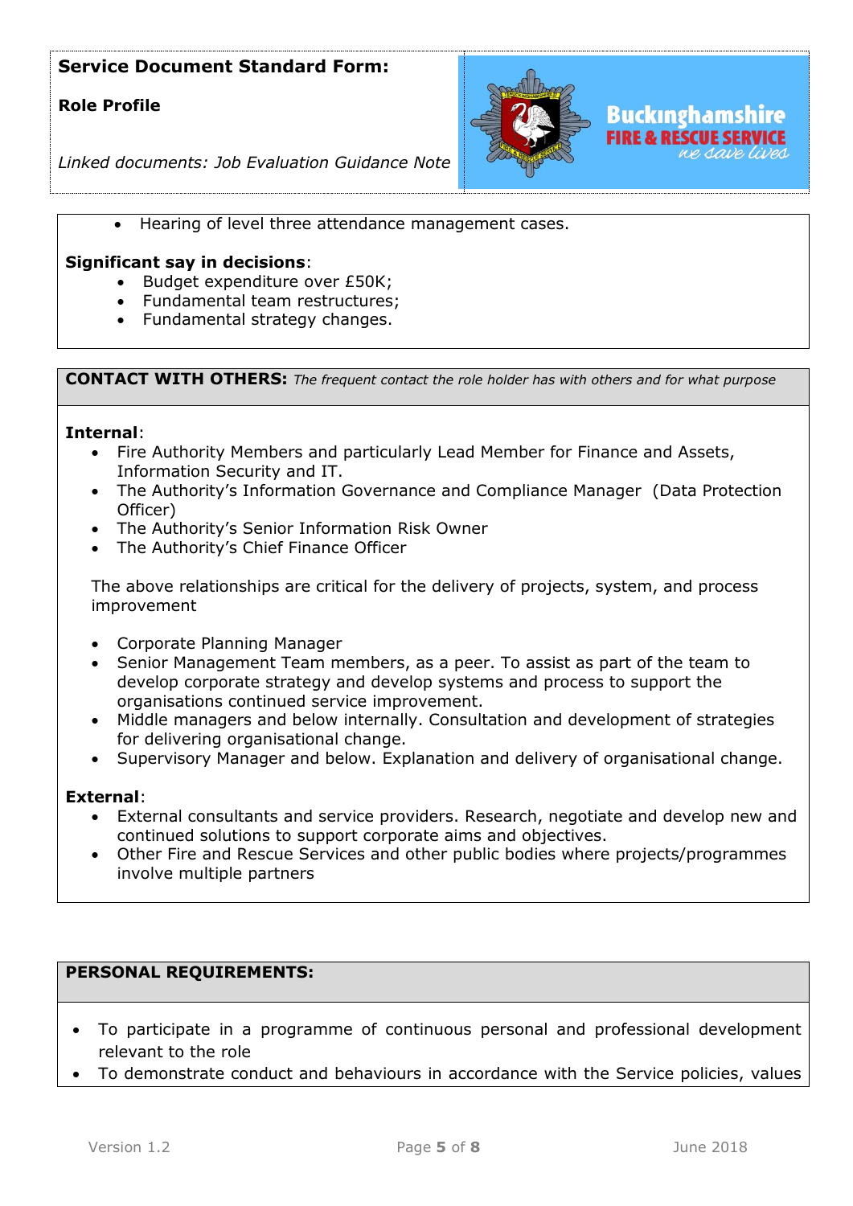- Hearing of level three attendance management cases.

**Significant say in decisions**:

- Budget expenditure over £50K;
- Fundamental team restructures;
- Fundamental strategy changes.

**CONTACT WITH OTHERS:** *The frequent contact the role holder has with others and for what purpose*

**Internal**:

- Fire Authority Members and particularly Lead Member for Finance and Assets, Information Security and IT.
- The Authority's Information Governance and Compliance Manager (Data Protection Officer)
- The Authority's Senior Information Risk Owner
- The Authority's Chief Finance Officer

The above relationships are critical for the delivery of projects, system, and process improvement

- Corporate Planning Manager
- Senior Management Team members, as a peer. To assist as part of the team to develop corporate strategy and develop systems and process to support the organisations continued service improvement.
- Middle managers and below internally. Consultation and development of strategies for delivering organisational change.
- Supervisory Manager and below. Explanation and delivery of organisational change.

**External**:

- External consultants and service providers. Research, negotiate and develop new and continued solutions to support corporate aims and objectives.
- Other Fire and Rescue Services and other public bodies where projects/programmes involve multiple partners

**PERSONAL REQUIREMENTS:**

- To participate in a programme of continuous personal and professional development relevant to the role
- To demonstrate conduct and behaviours in accordance with the Service policies, values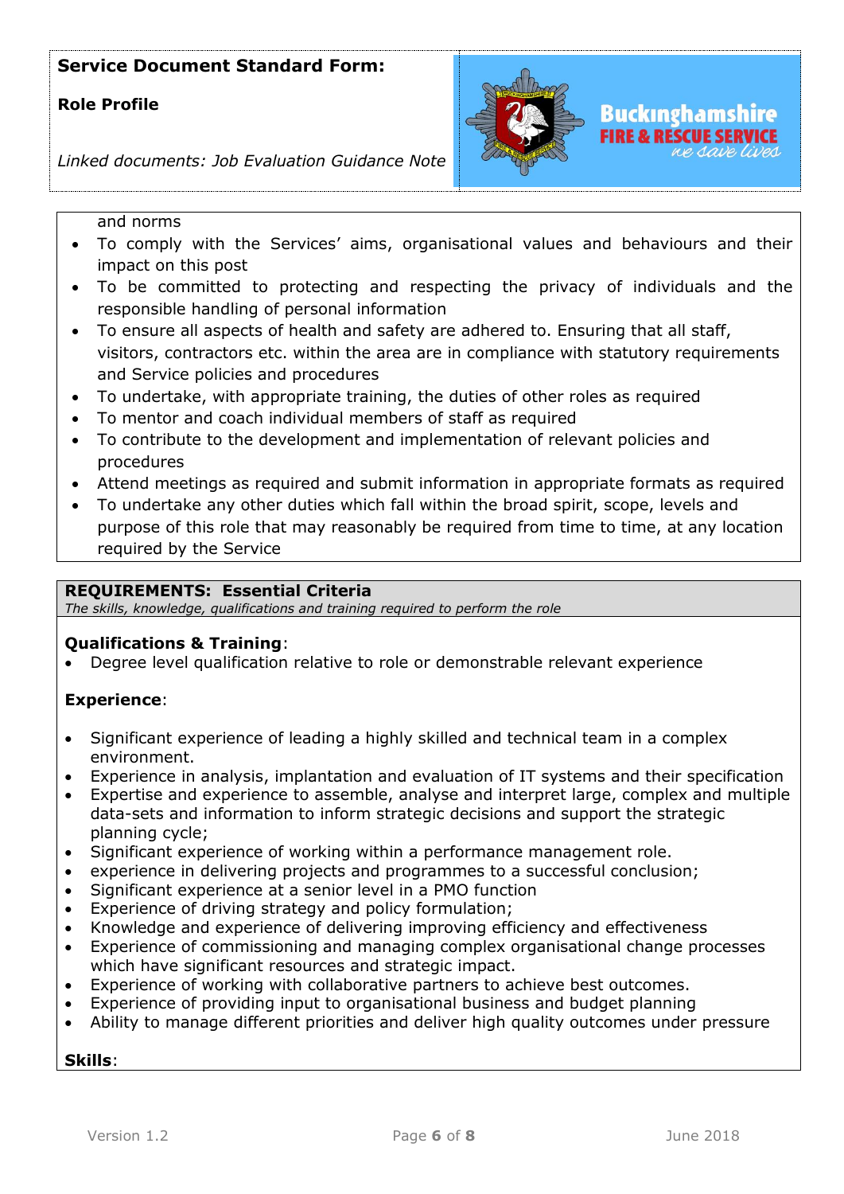and norms

- To comply with the Services' aims, organisational values and behaviours and their impact on this post
- To be committed to protecting and respecting the privacy of individuals and the responsible handling of personal information
- To ensure all aspects of health and safety are adhered to. Ensuring that all staff, visitors, contractors etc. within the area are in compliance with statutory requirements and Service policies and procedures
- To undertake, with appropriate training, the duties of other roles as required
- To mentor and coach individual members of staff as required
- To contribute to the development and implementation of relevant policies and procedures
- Attend meetings as required and submit information in appropriate formats as required
- To undertake any other duties which fall within the broad spirit, scope, levels and purpose of this role that may reasonably be required from time to time, at any location required by the Service

## REQUIREMENTS: Essential Criteria

*The skills, knowledge, qualifications and training required to perform the role*

**Qualifications & Training**:

- Degree level qualification relative to role or demonstrable relevant experience

**Experience**:

- Significant experience of leading a highly skilled and technical team in a complex environment.
- Experience in analysis, implantation and evaluation of IT systems and their specification
- Expertise and experience to assemble, analyse and interpret large, complex and multiple data-sets and information to inform strategic decisions and support the strategic planning cycle;
- Significant experience of working within a performance management role.
- experience in delivering projects and programmes to a successful conclusion;
- Significant experience at a senior level in a PMO function
- Experience of driving strategy and policy formulation;
- Knowledge and experience of delivering improving efficiency and effectiveness
- Experience of commissioning and managing complex organisational change processes which have significant resources and strategic impact.
- Experience of working with collaborative partners to achieve best outcomes.
- Experience of providing input to organisational business and budget planning
- Ability to manage different priorities and deliver high quality outcomes under pressure

**Skills**: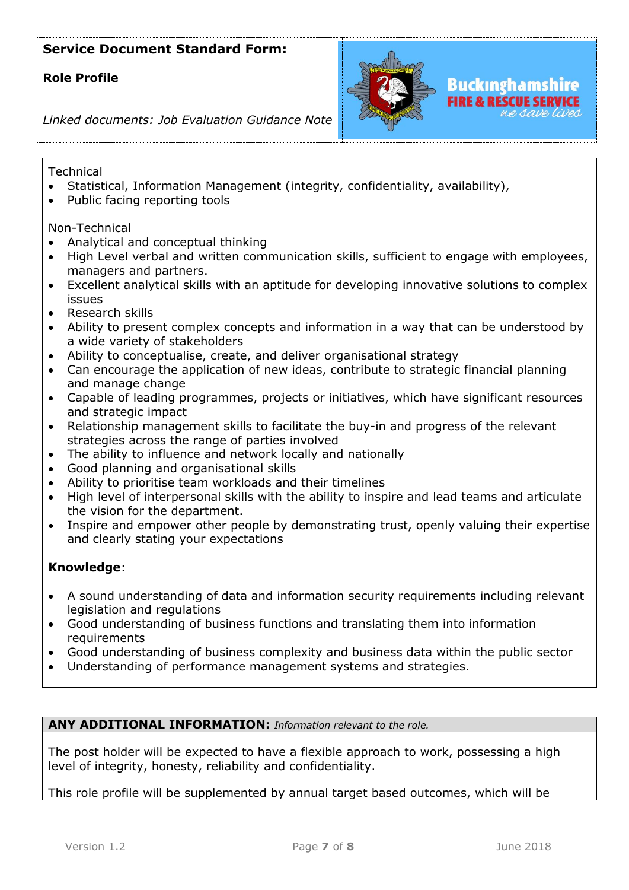**Service Document Standard Form:**

**Role Profile**

*Linked documents: Job Evaluation Guidance Note*

Buckinghamshire FIRE & RESCUE SERVICE *we save lives*

Technical

- Statistical, Information Management (integrity, confidentiality, availability),
- Public facing reporting tools

Non-Technical

- Analytical and conceptual thinking
- High Level verbal and written communication skills, sufficient to engage with employees, managers and partners.
- Excellent analytical skills with an aptitude for developing innovative solutions to complex issues
- Research skills
- Ability to present complex concepts and information in a way that can be understood by a wide variety of stakeholders
- Ability to conceptualise, create, and deliver organisational strategy
- Can encourage the application of new ideas, contribute to strategic financial planning and manage change
- Capable of leading programmes, projects or initiatives, which have significant resources and strategic impact
- Relationship management skills to facilitate the buy-in and progress of the relevant strategies across the range of parties involved
- The ability to influence and network locally and nationally
- Good planning and organisational skills
- Ability to prioritise team workloads and their timelines
- High level of interpersonal skills with the ability to inspire and lead teams and articulate the vision for the department.
- Inspire and empower other people by demonstrating trust, openly valuing their expertise and clearly stating your expectations

**Knowledge**:

- A sound understanding of data and information security requirements including relevant legislation and regulations
- Good understanding of business functions and translating them into information requirements
- Good understanding of business complexity and business data within the public sector
- Understanding of performance management systems and strategies.

**ANY ADDITIONAL INFORMATION:** *Information relevant to the role.*

The post holder will be expected to have a flexible approach to work, possessing a high level of integrity, honesty, reliability and confidentiality.

This role profile will be supplemented by annual target based outcomes, which will be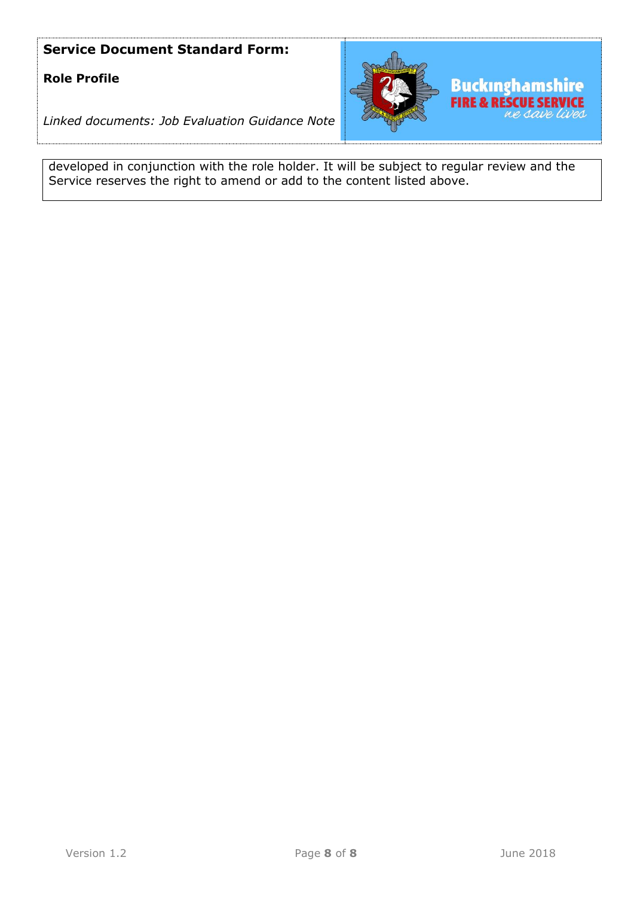developed in conjunction with the role holder. It will be subject to regular review and the Service reserves the right to amend or add to the content listed above.